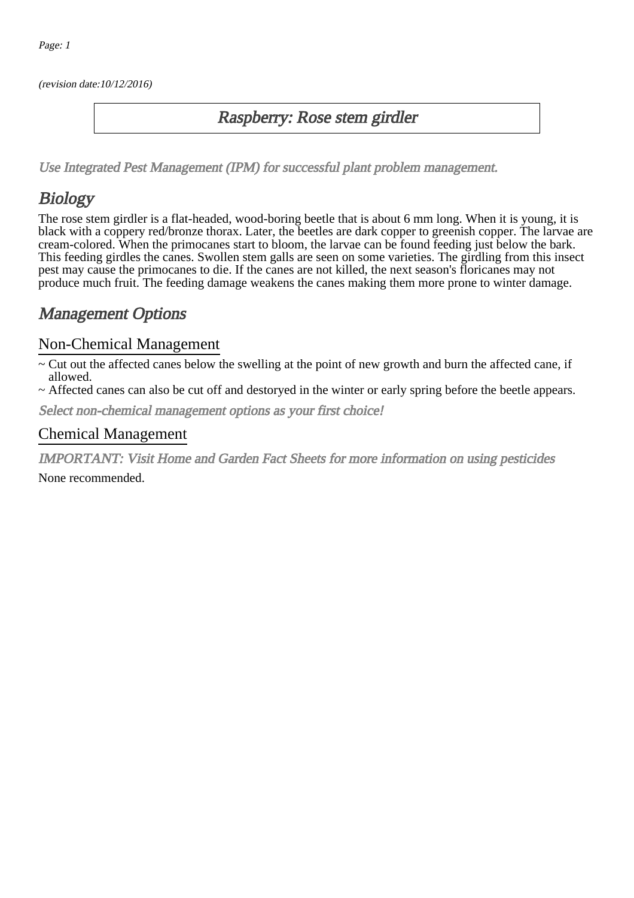*(revision date:10/12/2016)*

# Raspberry: Rose stem girdler

*Use Integrated Pest Management (IPM) for successful plant problem management.*

## Biology

The rose stem girdler is a flat-headed, wood-boring beetle that is about 6 mm long. When it is young, it is black with a coppery red/bronze thorax. Later, the beetles are dark copper to greenish copper. The larvae are cream-colored. When the primocanes start to bloom, the larvae can be found feeding just below the bark. This feeding girdles the canes. Swollen stem galls are seen on some varieties. The girdling from this insect pest may cause the primocanes to die. If the canes are not killed, the next season's floricanes may not produce much fruit. The feeding damage weakens the canes making them more prone to winter damage.

## Management Options

### Non-Chemical Management

~ Cut out the affected canes below the swelling at the point of new growth and burn the affected cane, if allowed.

~ Affected canes can also be cut off and destoryed in the winter or early spring before the beetle appears.

*Select non-chemical management options as your first choice!*

### Chemical Management

*IMPORTANT: Visit Home and Garden Fact Sheets for more information on using pesticides*

None recommended.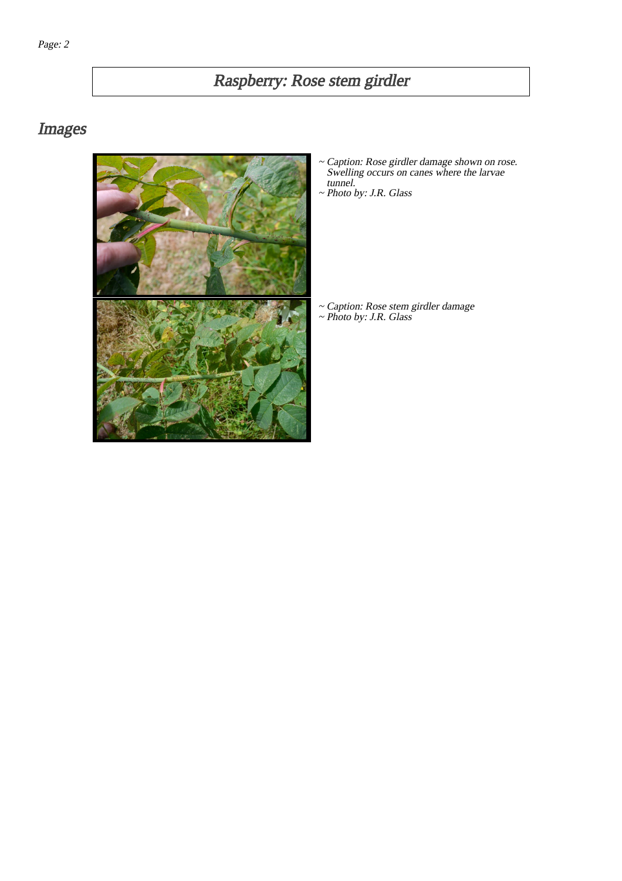# Raspberry: Rose stem girdler

## Images

~ Caption: Rose girdler damage shown on rose. Swelling occurs on canes where the larvae tunnel.
~ Photo by: J.R. Glass

~ Caption: Rose stem girdler damage
~ Photo by: J.R. Glass